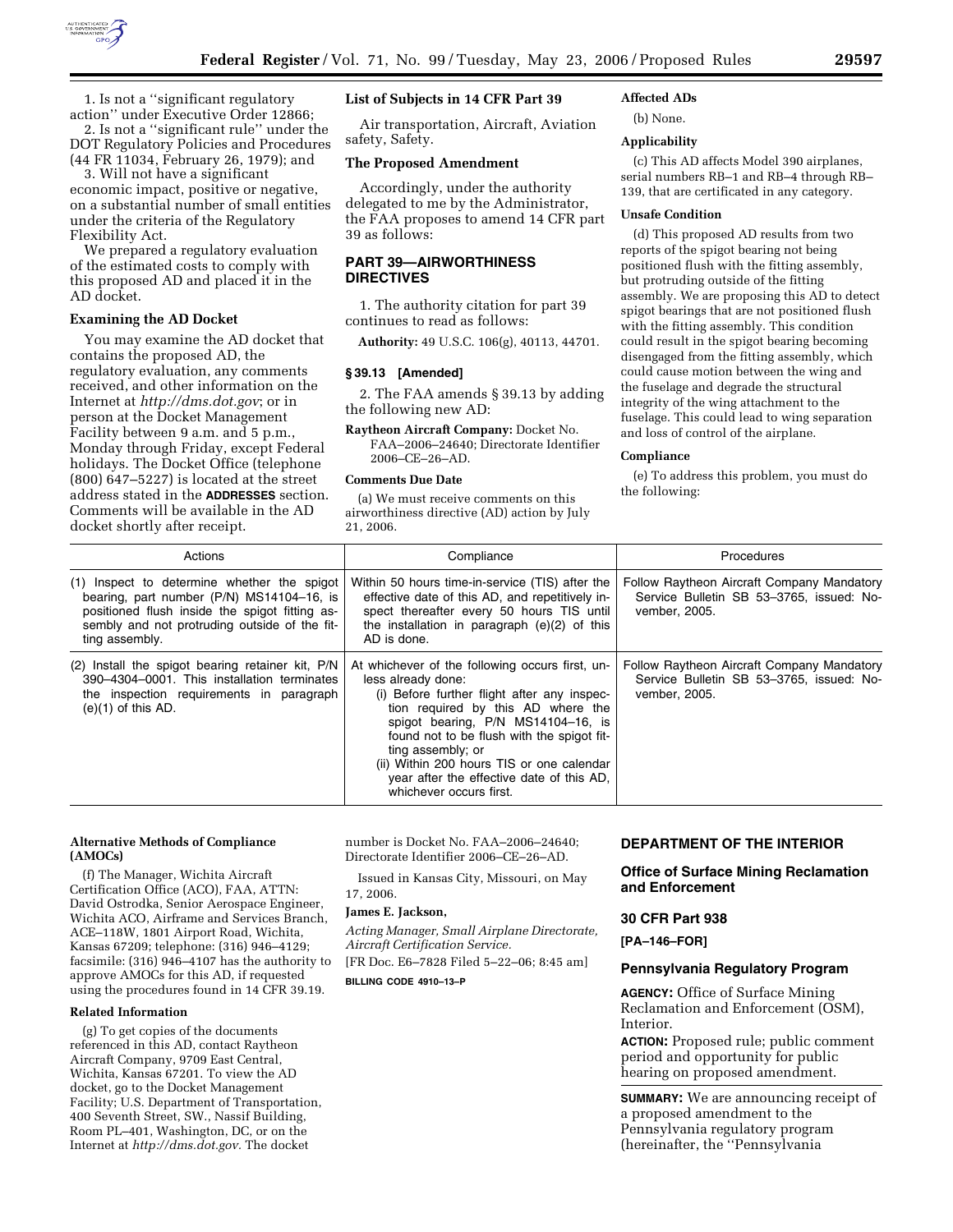1. Is not a "significant regulatory action" under Executive Order 12866;

2. Is not a "significant rule" under the DOT Regulatory Policies and Procedures (44 FR 11034, February 26, 1979); and

3. Will not have a significant economic impact, positive or negative, on a substantial number of small entities under the criteria of the Regulatory Flexibility Act.

We prepared a regulatory evaluation of the estimated costs to comply with this proposed AD and placed it in the AD docket.

**Examining the AD Docket**

You may examine the AD docket that contains the proposed AD, the regulatory evaluation, any comments received, and other information on the Internet at *http://dms.dot.gov*; or in person at the Docket Management Facility between 9 a.m. and 5 p.m., Monday through Friday, except Federal holidays. The Docket Office (telephone (800) 647–5227) is located at the street address stated in the **ADDRESSES** section. Comments will be available in the AD docket shortly after receipt.

**List of Subjects in 14 CFR Part 39**

Air transportation, Aircraft, Aviation safety, Safety.

**The Proposed Amendment**

Accordingly, under the authority delegated to me by the Administrator, the FAA proposes to amend 14 CFR part 39 as follows:

## PART 39—AIRWORTHINESS DIRECTIVES

1. The authority citation for part 39 continues to read as follows:

**Authority:** 49 U.S.C. 106(g), 40113, 44701.

### § 39.13 [Amended]

2. The FAA amends § 39.13 by adding the following new AD:

**Raytheon Aircraft Company:** Docket No. FAA–2006–24640; Directorate Identifier 2006–CE–26–AD.

**Comments Due Date**

(a) We must receive comments on this airworthiness directive (AD) action by July 21, 2006.

**Affected ADs**

(b) None.

**Applicability**

(c) This AD affects Model 390 airplanes, serial numbers RB–1 and RB–4 through RB–139, that are certificated in any category.

**Unsafe Condition**

(d) This proposed AD results from two reports of the spigot bearing not being positioned flush with the fitting assembly, but protruding outside of the fitting assembly. We are proposing this AD to detect spigot bearings that are not positioned flush with the fitting assembly. This condition could result in the spigot bearing becoming disengaged from the fitting assembly, which could cause motion between the wing and the fuselage and degrade the structural integrity of the wing attachment to the fuselage. This could lead to wing separation and loss of control of the airplane.

**Compliance**

(e) To address this problem, you must do the following:

| Actions | Compliance | Procedures |
|---|---|---|
| (1) Inspect to determine whether the spigot bearing, part number (P/N) MS14104–16, is positioned flush inside the spigot fitting assembly and not protruding outside of the fitting assembly. | Within 50 hours time-in-service (TIS) after the effective date of this AD, and repetitively inspect thereafter every 50 hours TIS until the installation in paragraph (e)(2) of this AD is done. | Follow Raytheon Aircraft Company Mandatory Service Bulletin SB 53–3765, issued: November, 2005. |
| (2) Install the spigot bearing retainer kit, P/N 390–4304–0001. This installation terminates the inspection requirements in paragraph (e)(1) of this AD. | At whichever of the following occurs first, unless already done: (i) Before further flight after any inspection required by this AD where the spigot bearing, P/N MS14104–16, is found not to be flush with the spigot fitting assembly; or (ii) Within 200 hours TIS or one calendar year after the effective date of this AD, whichever occurs first. | Follow Raytheon Aircraft Company Mandatory Service Bulletin SB 53–3765, issued: November, 2005. |

**Alternative Methods of Compliance (AMOCs)**

(f) The Manager, Wichita Aircraft Certification Office (ACO), FAA, ATTN: David Ostrodka, Senior Aerospace Engineer, Wichita ACO, Airframe and Services Branch, ACE–118W, 1801 Airport Road, Wichita, Kansas 67209; telephone: (316) 946–4129; facsimile: (316) 946–4107 has the authority to approve AMOCs for this AD, if requested using the procedures found in 14 CFR 39.19.

**Related Information**

(g) To get copies of the documents referenced in this AD, contact Raytheon Aircraft Company, 9709 East Central, Wichita, Kansas 67201. To view the AD docket, go to the Docket Management Facility; U.S. Department of Transportation, 400 Seventh Street, SW., Nassif Building, Room PL–401, Washington, DC, or on the Internet at *http://dms.dot.gov*. The docket number is Docket No. FAA–2006–24640; Directorate Identifier 2006–CE–26–AD.

Issued in Kansas City, Missouri, on May 17, 2006.

**James E. Jackson,**

*Acting Manager, Small Airplane Directorate, Aircraft Certification Service.*

[FR Doc. E6–7828 Filed 5–22–06; 8:45 am]

**BILLING CODE 4910–13–P**

## DEPARTMENT OF THE INTERIOR

### Office of Surface Mining Reclamation and Enforcement

### 30 CFR Part 938

**[PA–146–FOR]**

### Pennsylvania Regulatory Program

**AGENCY:** Office of Surface Mining Reclamation and Enforcement (OSM), Interior.

**ACTION:** Proposed rule; public comment period and opportunity for public hearing on proposed amendment.

**SUMMARY:** We are announcing receipt of a proposed amendment to the Pennsylvania regulatory program (hereinafter, the "Pennsylvania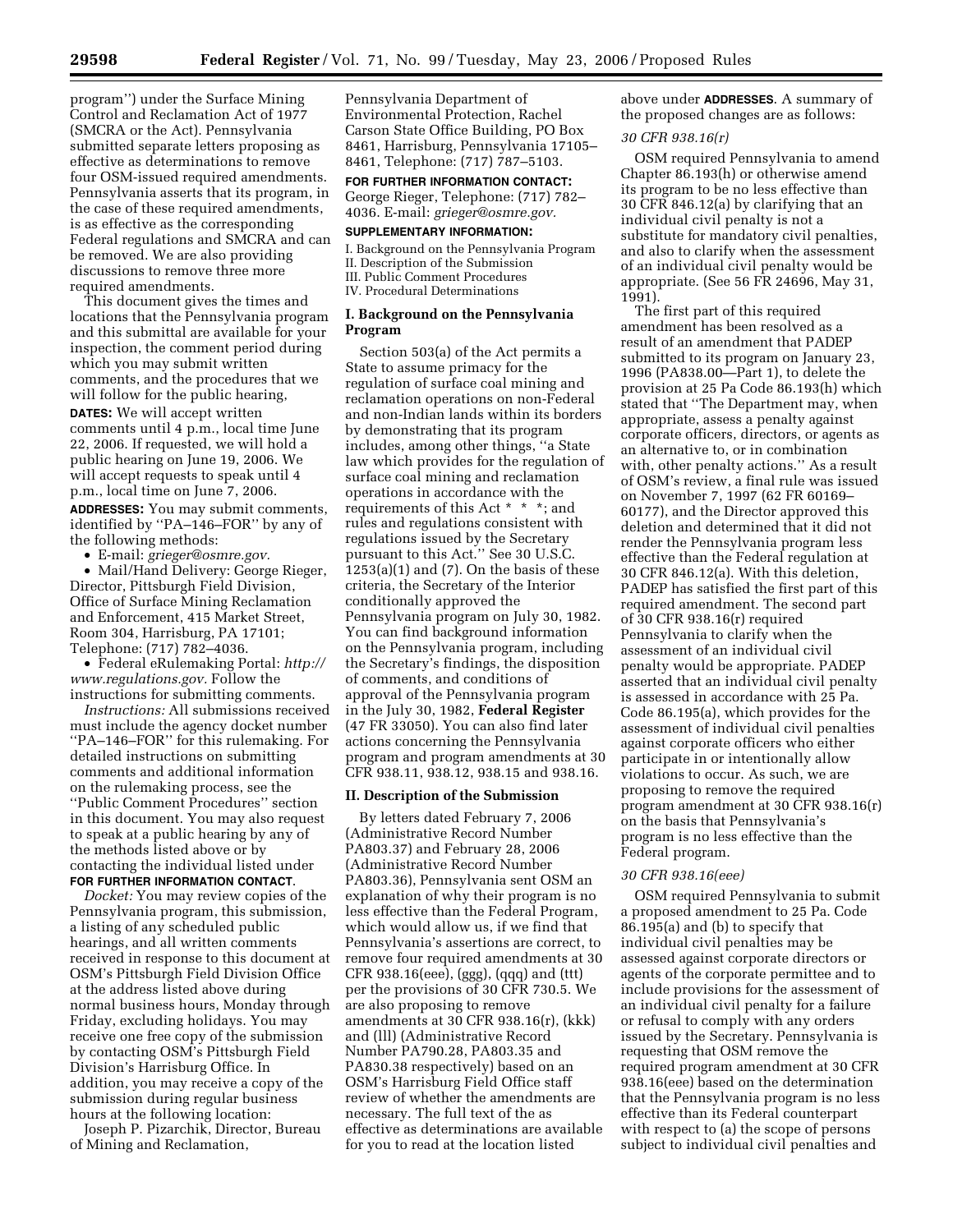program'') under the Surface Mining Control and Reclamation Act of 1977 (SMCRA or the Act). Pennsylvania submitted separate letters proposing as effective as determinations to remove four OSM-issued required amendments. Pennsylvania asserts that its program, in the case of these required amendments, is as effective as the corresponding Federal regulations and SMCRA and can be removed. We are also providing discussions to remove three more required amendments.

This document gives the times and locations that the Pennsylvania program and this submittal are available for your inspection, the comment period during which you may submit written comments, and the procedures that we will follow for the public hearing.

**DATES:** We will accept written comments until 4 p.m., local time June 22, 2006. If requested, we will hold a public hearing on June 19, 2006. We will accept requests to speak until 4 p.m., local time on June 7, 2006.

**ADDRESSES:** You may submit comments, identified by ''PA–146–FOR'' by any of the following methods:

- E-mail: *grieger@osmre.gov.*
- Mail/Hand Delivery: George Rieger, Director, Pittsburgh Field Division, Office of Surface Mining Reclamation and Enforcement, 415 Market Street, Room 304, Harrisburg, PA 17101; Telephone: (717) 782–4036.
- Federal eRulemaking Portal: *http://www.regulations.gov.* Follow the instructions for submitting comments.

*Instructions:* All submissions received must include the agency docket number ''PA–146–FOR'' for this rulemaking. For detailed instructions on submitting comments and additional information on the rulemaking process, see the ''Public Comment Procedures'' section in this document. You may also request to speak at a public hearing by any of the methods listed above or by contacting the individual listed under **FOR FURTHER INFORMATION CONTACT**.

*Docket:* You may review copies of the Pennsylvania program, this submission, a listing of any scheduled public hearings, and all written comments received in response to this document at OSM's Pittsburgh Field Division Office at the address listed above during normal business hours, Monday through Friday, excluding holidays. You may receive one free copy of the submission by contacting OSM's Pittsburgh Field Division's Harrisburg Office. In addition, you may receive a copy of the submission during regular business hours at the following location:

Joseph P. Pizarchik, Director, Bureau of Mining and Reclamation, Pennsylvania Department of Environmental Protection, Rachel Carson State Office Building, PO Box 8461, Harrisburg, Pennsylvania 17105–8461, Telephone: (717) 787–5103.

**FOR FURTHER INFORMATION CONTACT:** George Rieger, Telephone: (717) 782–4036. E-mail: *grieger@osmre.gov.*

**SUPPLEMENTARY INFORMATION:**

I. Background on the Pennsylvania Program
II. Description of the Submission
III. Public Comment Procedures
IV. Procedural Determinations

## I. Background on the Pennsylvania Program

Section 503(a) of the Act permits a State to assume primacy for the regulation of surface coal mining and reclamation operations on non-Federal and non-Indian lands within its borders by demonstrating that its program includes, among other things, ''a State law which provides for the regulation of surface coal mining and reclamation operations in accordance with the requirements of this Act * * *; and rules and regulations consistent with regulations issued by the Secretary pursuant to this Act.'' See 30 U.S.C. 1253(a)(1) and (7). On the basis of these criteria, the Secretary of the Interior conditionally approved the Pennsylvania program on July 30, 1982. You can find background information on the Pennsylvania program, including the Secretary's findings, the disposition of comments, and conditions of approval of the Pennsylvania program in the July 30, 1982, **Federal Register** (47 FR 33050). You can also find later actions concerning the Pennsylvania program and program amendments at 30 CFR 938.11, 938.12, 938.15 and 938.16.

## II. Description of the Submission

By letters dated February 7, 2006 (Administrative Record Number PA803.37) and February 28, 2006 (Administrative Record Number PA803.36), Pennsylvania sent OSM an explanation of why their program is no less effective than the Federal Program, which would allow us, if we find that Pennsylvania's assertions are correct, to remove four required amendments at 30 CFR 938.16(eee), (ggg), (qqq) and (ttt) per the provisions of 30 CFR 730.5. We are also proposing to remove amendments at 30 CFR 938.16(r), (kkk) and (lll) (Administrative Record Number PA790.28, PA803.35 and PA830.38 respectively) based on an OSM's Harrisburg Field Office staff review of whether the amendments are necessary. The full text of the as effective as determinations are available for you to read at the location listed above under **ADDRESSES**. A summary of the proposed changes are as follows:

### *30 CFR 938.16(r)*

OSM required Pennsylvania to amend Chapter 86.193(h) or otherwise amend its program to be no less effective than 30 CFR 846.12(a) by clarifying that an individual civil penalty is not a substitute for mandatory civil penalties, and also to clarify when the assessment of an individual civil penalty would be appropriate. (See 56 FR 24696, May 31, 1991).

The first part of this required amendment has been resolved as a result of an amendment that PADEP submitted to its program on January 23, 1996 (PA838.00—Part 1), to delete the provision at 25 Pa Code 86.193(h) which stated that ''The Department may, when appropriate, assess a penalty against corporate officers, directors, or agents as an alternative to, or in combination with, other penalty actions.'' As a result of OSM's review, a final rule was issued on November 7, 1997 (62 FR 60169–60177), and the Director approved this deletion and determined that it did not render the Pennsylvania program less effective than the Federal regulation at 30 CFR 846.12(a). With this deletion, PADEP has satisfied the first part of this required amendment. The second part of 30 CFR 938.16(r) required Pennsylvania to clarify when the assessment of an individual civil penalty would be appropriate. PADEP asserted that an individual civil penalty is assessed in accordance with 25 Pa. Code 86.195(a), which provides for the assessment of individual civil penalties against corporate officers who either participate in or intentionally allow violations to occur. As such, we are proposing to remove the required program amendment at 30 CFR 938.16(r) on the basis that Pennsylvania's program is no less effective than the Federal program.

### *30 CFR 938.16(eee)*

OSM required Pennsylvania to submit a proposed amendment to 25 Pa. Code 86.195(a) and (b) to specify that individual civil penalties may be assessed against corporate directors or agents of the corporate permittee and to include provisions for the assessment of an individual civil penalty for a failure or refusal to comply with any orders issued by the Secretary. Pennsylvania is requesting that OSM remove the required program amendment at 30 CFR 938.16(eee) based on the determination that the Pennsylvania program is no less effective than its Federal counterpart with respect to (a) the scope of persons subject to individual civil penalties and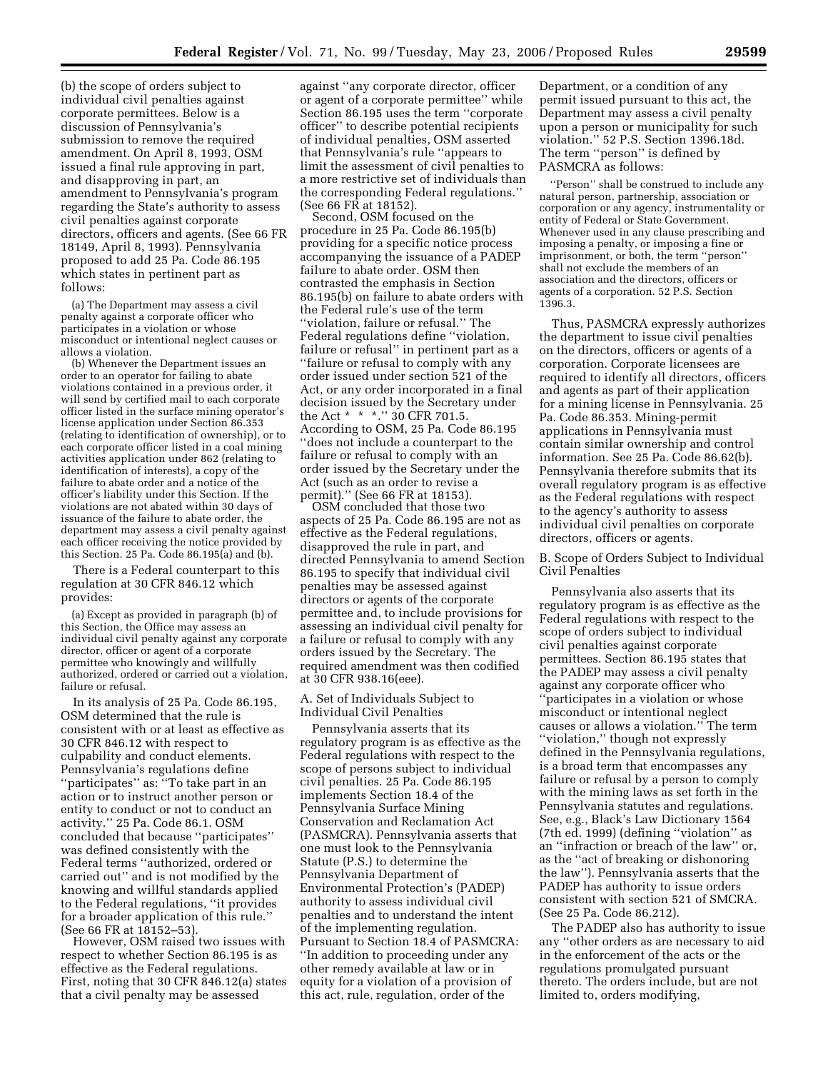(b) the scope of orders subject to individual civil penalties against corporate permittees. Below is a discussion of Pennsylvania's submission to remove the required amendment. On April 8, 1993, OSM issued a final rule approving in part, and disapproving in part, an amendment to Pennsylvania's program regarding the State's authority to assess civil penalties against corporate directors, officers and agents. (See 66 FR 18149, April 8, 1993). Pennsylvania proposed to add 25 Pa. Code 86.195 which states in pertinent part as follows:

> (a) The Department may assess a civil penalty against a corporate officer who participates in a violation or whose misconduct or intentional neglect causes or allows a violation.
>
> (b) Whenever the Department issues an order to an operator for failing to abate violations contained in a previous order, it will send by certified mail to each corporate officer listed in the surface mining operator's license application under Section 86.353 (relating to identification of ownership), or to each corporate officer listed in a coal mining activities application under 862 (relating to identification of interests), a copy of the failure to abate order and a notice of the officer's liability under this Section. If the violations are not abated within 30 days of issuance of the failure to abate order, the department may assess a civil penalty against each officer receiving the notice provided by this Section. 25 Pa. Code 86.195(a) and (b).

There is a Federal counterpart to this regulation at 30 CFR 846.12 which provides:

> (a) Except as provided in paragraph (b) of this Section, the Office may assess an individual civil penalty against any corporate director, officer or agent of a corporate permittee who knowingly and willfully authorized, ordered or carried out a violation, failure or refusal.

In its analysis of 25 Pa. Code 86.195, OSM determined that the rule is consistent with or at least as effective as 30 CFR 846.12 with respect to culpability and conduct elements. Pennsylvania's regulations define ''participates'' as: ''To take part in an action or to instruct another person or entity to conduct or not to conduct an activity.'' 25 Pa. Code 86.1. OSM concluded that because ''participates'' was defined consistently with the Federal terms ''authorized, ordered or carried out'' and is not modified by the knowing and willful standards applied to the Federal regulations, ''it provides for a broader application of this rule.'' (See 66 FR at 18152–53).

However, OSM raised two issues with respect to whether Section 86.195 is as effective as the Federal regulations. First, noting that 30 CFR 846.12(a) states that a civil penalty may be assessed against ''any corporate director, officer or agent of a corporate permittee'' while Section 86.195 uses the term ''corporate officer'' to describe potential recipients of individual penalties, OSM asserted that Pennsylvania's rule ''appears to limit the assessment of civil penalties to a more restrictive set of individuals than the corresponding Federal regulations.'' (See 66 FR at 18152).

Second, OSM focused on the procedure in 25 Pa. Code 86.195(b) providing for a specific notice process accompanying the issuance of a PADEP failure to abate order. OSM then contrasted the emphasis in Section 86.195(b) on failure to abate orders with the Federal rule's use of the term ''violation, failure or refusal.'' The Federal regulations define ''violation, failure or refusal'' in pertinent part as a ''failure or refusal to comply with any order issued under section 521 of the Act, or any order incorporated in a final decision issued by the Secretary under the Act * * *.'' 30 CFR 701.5. According to OSM, 25 Pa. Code 86.195 ''does not include a counterpart to the failure or refusal to comply with an order issued by the Secretary under the Act (such as an order to revise a permit).'' (See 66 FR at 18153).

OSM concluded that those two aspects of 25 Pa. Code 86.195 are not as effective as the Federal regulations, disapproved the rule in part, and directed Pennsylvania to amend Section 86.195 to specify that individual civil penalties may be assessed against directors or agents of the corporate permittee and, to include provisions for assessing an individual civil penalty for a failure or refusal to comply with any orders issued by the Secretary. The required amendment was then codified at 30 CFR 938.16(eee).

## A. Set of Individuals Subject to Individual Civil Penalties

Pennsylvania asserts that its regulatory program is as effective as the Federal regulations with respect to the scope of persons subject to individual civil penalties. 25 Pa. Code 86.195 implements Section 18.4 of the Pennsylvania Surface Mining Conservation and Reclamation Act (PASMCRA). Pennsylvania asserts that one must look to the Pennsylvania Statute (P.S.) to determine the Pennsylvania Department of Environmental Protection's (PADEP) authority to assess individual civil penalties and to understand the intent of the implementing regulation. Pursuant to Section 18.4 of PASMCRA: ''In addition to proceeding under any other remedy available at law or in equity for a violation of a provision of this act, rule, regulation, order of the Department, or a condition of any permit issued pursuant to this act, the Department may assess a civil penalty upon a person or municipality for such violation.'' 52 P.S. Section 1396.18d. The term ''person'' is defined by PASMCRA as follows:

> ''Person'' shall be construed to include any natural person, partnership, association or corporation or any agency, instrumentality or entity of Federal or State Government. Whenever used in any clause prescribing and imposing a penalty, or imposing a fine or imprisonment, or both, the term ''person'' shall not exclude the members of an association and the directors, officers or agents of a corporation. 52 P.S. Section 1396.3.

Thus, PASMCRA expressly authorizes the department to issue civil penalties on the directors, officers or agents of a corporation. Corporate licensees are required to identify all directors, officers and agents as part of their application for a mining license in Pennsylvania. 25 Pa. Code 86.353. Mining-permit applications in Pennsylvania must contain similar ownership and control information. See 25 Pa. Code 86.62(b). Pennsylvania therefore submits that its overall regulatory program is as effective as the Federal regulations with respect to the agency's authority to assess individual civil penalties on corporate directors, officers or agents.

## B. Scope of Orders Subject to Individual Civil Penalties

Pennsylvania also asserts that its regulatory program is as effective as the Federal regulations with respect to the scope of orders subject to individual civil penalties against corporate permittees. Section 86.195 states that the PADEP may assess a civil penalty against any corporate officer who ''participates in a violation or whose misconduct or intentional neglect causes or allows a violation.'' The term ''violation,'' though not expressly defined in the Pennsylvania regulations, is a broad term that encompasses any failure or refusal by a person to comply with the mining laws as set forth in the Pennsylvania statutes and regulations. See, e.g., Black's Law Dictionary 1564 (7th ed. 1999) (defining ''violation'' as an ''infraction or breach of the law'' or, as the ''act of breaking or dishonoring the law''). Pennsylvania asserts that the PADEP has authority to issue orders consistent with section 521 of SMCRA. (See 25 Pa. Code 86.212).

The PADEP also has authority to issue any ''other orders as are necessary to aid in the enforcement of the acts or the regulations promulgated pursuant thereto. The orders include, but are not limited to, orders modifying,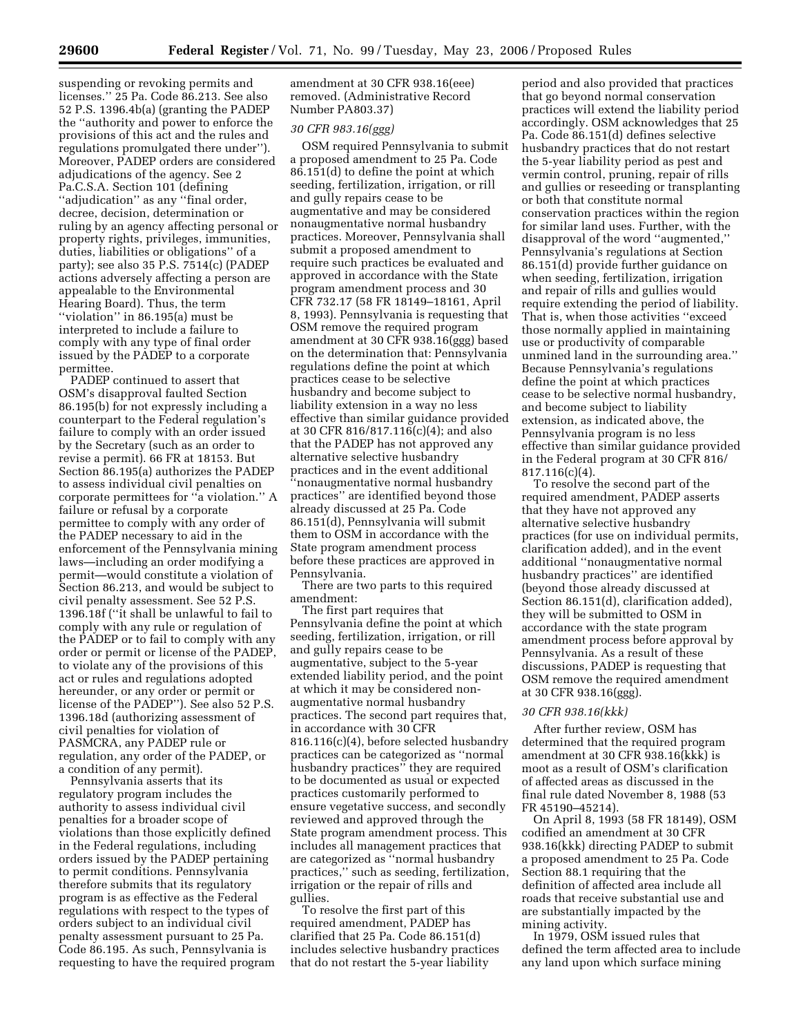suspending or revoking permits and licenses.'' 25 Pa. Code 86.213. See also 52 P.S. 1396.4b(a) (granting the PADEP the ''authority and power to enforce the provisions of this act and the rules and regulations promulgated there under''). Moreover, PADEP orders are considered adjudications of the agency. See 2 Pa.C.S.A. Section 101 (defining ''adjudication'' as any ''final order, decree, decision, determination or ruling by an agency affecting personal or property rights, privileges, immunities, duties, liabilities or obligations'' of a party); see also 35 P.S. 7514(c) (PADEP actions adversely affecting a person are appealable to the Environmental Hearing Board). Thus, the term ''violation'' in 86.195(a) must be interpreted to include a failure to comply with any type of final order issued by the PADEP to a corporate permittee.

PADEP continued to assert that OSM's disapproval faulted Section 86.195(b) for not expressly including a counterpart to the Federal regulation's failure to comply with an order issued by the Secretary (such as an order to revise a permit). 66 FR at 18153. But Section 86.195(a) authorizes the PADEP to assess individual civil penalties on corporate permittees for ''a violation.'' A failure or refusal by a corporate permittee to comply with any order of the PADEP necessary to aid in the enforcement of the Pennsylvania mining laws—including an order modifying a permit—would constitute a violation of Section 86.213, and would be subject to civil penalty assessment. See 52 P.S. 1396.18f (''it shall be unlawful to fail to comply with any rule or regulation of the PADEP or to fail to comply with any order or permit or license of the PADEP, to violate any of the provisions of this act or rules and regulations adopted hereunder, or any order or permit or license of the PADEP''). See also 52 P.S. 1396.18d (authorizing assessment of civil penalties for violation of PASMCRA, any PADEP rule or regulation, any order of the PADEP, or a condition of any permit).

Pennsylvania asserts that its regulatory program includes the authority to assess individual civil penalties for a broader scope of violations than those explicitly defined in the Federal regulations, including orders issued by the PADEP pertaining to permit conditions. Pennsylvania therefore submits that its regulatory program is as effective as the Federal regulations with respect to the types of orders subject to an individual civil penalty assessment pursuant to 25 Pa. Code 86.195. As such, Pennsylvania is requesting to have the required program amendment at 30 CFR 938.16(eee) removed. (Administrative Record Number PA803.37)

*30 CFR 983.16(ggg)*

OSM required Pennsylvania to submit a proposed amendment to 25 Pa. Code 86.151(d) to define the point at which seeding, fertilization, irrigation, or rill and gully repairs cease to be augmentative and may be considered nonaugmentative normal husbandry practices. Moreover, Pennsylvania shall submit a proposed amendment to require such practices be evaluated and approved in accordance with the State program amendment process and 30 CFR 732.17 (58 FR 18149–18161, April 8, 1993). Pennsylvania is requesting that OSM remove the required program amendment at 30 CFR 938.16(ggg) based on the determination that: Pennsylvania regulations define the point at which practices cease to be selective husbandry and become subject to liability extension in a way no less effective than similar guidance provided at 30 CFR 816/817.116(c)(4); and also that the PADEP has not approved any alternative selective husbandry practices and in the event additional ''nonaugmentative normal husbandry practices'' are identified beyond those already discussed at 25 Pa. Code 86.151(d), Pennsylvania will submit them to OSM in accordance with the State program amendment process before these practices are approved in Pennsylvania.

There are two parts to this required amendment:

The first part requires that Pennsylvania define the point at which seeding, fertilization, irrigation, or rill and gully repairs cease to be augmentative, subject to the 5-year extended liability period, and the point at which it may be considered non-augmentative normal husbandry practices. The second part requires that, in accordance with 30 CFR 816.116(c)(4), before selected husbandry practices can be categorized as ''normal husbandry practices'' they are required to be documented as usual or expected practices customarily performed to ensure vegetative success, and secondly reviewed and approved through the State program amendment process. This includes all management practices that are categorized as ''normal husbandry practices,'' such as seeding, fertilization, irrigation or the repair of rills and gullies.

To resolve the first part of this required amendment, PADEP has clarified that 25 Pa. Code 86.151(d) includes selective husbandry practices that do not restart the 5-year liability period and also provided that practices that go beyond normal conservation practices will extend the liability period accordingly. OSM acknowledges that 25 Pa. Code 86.151(d) defines selective husbandry practices that do not restart the 5-year liability period as pest and vermin control, pruning, repair of rills and gullies or reseeding or transplanting or both that constitute normal conservation practices within the region for similar land uses. Further, with the disapproval of the word ''augmented,'' Pennsylvania's regulations at Section 86.151(d) provide further guidance on when seeding, fertilization, irrigation and repair of rills and gullies would require extending the period of liability. That is, when those activities ''exceed those normally applied in maintaining use or productivity of comparable unmined land in the surrounding area.'' Because Pennsylvania's regulations define the point at which practices cease to be selective normal husbandry, and become subject to liability extension, as indicated above, the Pennsylvania program is no less effective than similar guidance provided in the Federal program at 30 CFR 816/817.116(c)(4).

To resolve the second part of the required amendment, PADEP asserts that they have not approved any alternative selective husbandry practices (for use on individual permits, clarification added), and in the event additional ''nonaugmentative normal husbandry practices'' are identified (beyond those already discussed at Section 86.151(d), clarification added), they will be submitted to OSM in accordance with the state program amendment process before approval by Pennsylvania. As a result of these discussions, PADEP is requesting that OSM remove the required amendment at 30 CFR 938.16(ggg).

*30 CFR 938.16(kkk)*

After further review, OSM has determined that the required program amendment at 30 CFR 938.16(kkk) is moot as a result of OSM's clarification of affected areas as discussed in the final rule dated November 8, 1988 (53 FR 45190–45214).

On April 8, 1993 (58 FR 18149), OSM codified an amendment at 30 CFR 938.16(kkk) directing PADEP to submit a proposed amendment to 25 Pa. Code Section 88.1 requiring that the definition of affected area include all roads that receive substantial use and are substantially impacted by the mining activity.

In 1979, OSM issued rules that defined the term affected area to include any land upon which surface mining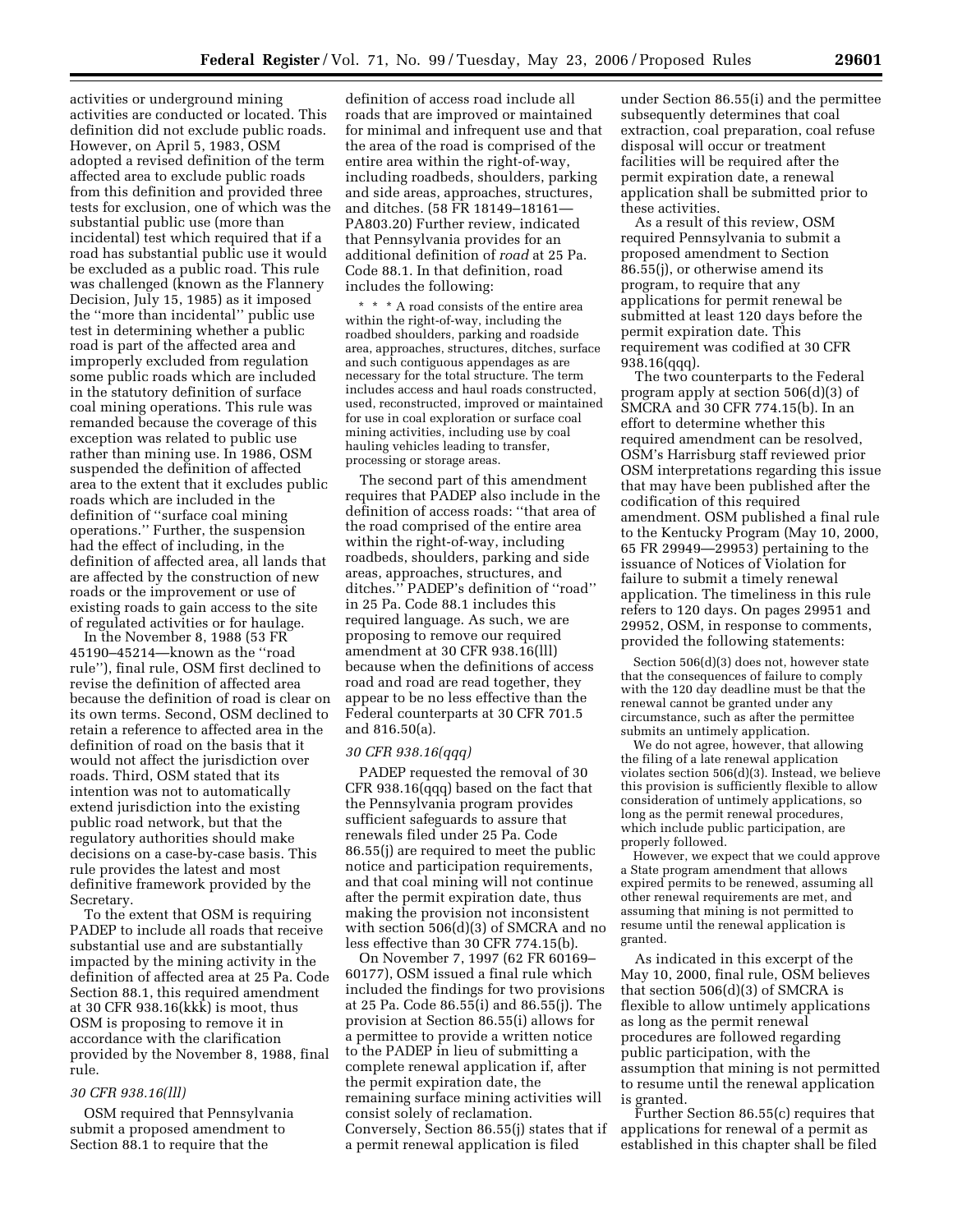activities or underground mining activities are conducted or located. This definition did not exclude public roads. However, on April 5, 1983, OSM adopted a revised definition of the term affected area to exclude public roads from this definition and provided three tests for exclusion, one of which was the substantial public use (more than incidental) test which required that if a road has substantial public use it would be excluded as a public road. This rule was challenged (known as the Flannery Decision, July 15, 1985) as it imposed the ''more than incidental'' public use test in determining whether a public road is part of the affected area and improperly excluded from regulation some public roads which are included in the statutory definition of surface coal mining operations. This rule was remanded because the coverage of this exception was related to public use rather than mining use. In 1986, OSM suspended the definition of affected area to the extent that it excludes public roads which are included in the definition of ''surface coal mining operations.'' Further, the suspension had the effect of including, in the definition of affected area, all lands that are affected by the construction of new roads or the improvement or use of existing roads to gain access to the site of regulated activities or for haulage.

In the November 8, 1988 (53 FR 45190–45214—known as the ''road rule''), final rule, OSM first declined to revise the definition of affected area because the definition of road is clear on its own terms. Second, OSM declined to retain a reference to affected area in the definition of road on the basis that it would not affect the jurisdiction over roads. Third, OSM stated that its intention was not to automatically extend jurisdiction into the existing public road network, but that the regulatory authorities should make decisions on a case-by-case basis. This rule provides the latest and most definitive framework provided by the Secretary.

To the extent that OSM is requiring PADEP to include all roads that receive substantial use and are substantially impacted by the mining activity in the definition of affected area at 25 Pa. Code Section 88.1, this required amendment at 30 CFR 938.16(kkk) is moot, thus OSM is proposing to remove it in accordance with the clarification provided by the November 8, 1988, final rule.

### *30 CFR 938.16(lll)*

OSM required that Pennsylvania submit a proposed amendment to Section 88.1 to require that the definition of access road include all roads that are improved or maintained for minimal and infrequent use and that the area of the road is comprised of the entire area within the right-of-way, including roadbeds, shoulders, parking and side areas, approaches, structures, and ditches. (58 FR 18149–18161—PA803.20) Further review, indicated that Pennsylvania provides for an additional definition of *road* at 25 Pa. Code 88.1. In that definition, road includes the following:

> * * * A road consists of the entire area within the right-of-way, including the roadbed shoulders, parking and roadside area, approaches, structures, ditches, surface and such contiguous appendages as are necessary for the total structure. The term includes access and haul roads constructed, used, reconstructed, improved or maintained for use in coal exploration or surface coal mining activities, including use by coal hauling vehicles leading to transfer, processing or storage areas.

The second part of this amendment requires that PADEP also include in the definition of access roads: ''that area of the road comprised of the entire area within the right-of-way, including roadbeds, shoulders, parking and side areas, approaches, structures, and ditches.'' PADEP's definition of ''road'' in 25 Pa. Code 88.1 includes this required language. As such, we are proposing to remove our required amendment at 30 CFR 938.16(lll) because when the definitions of access road and road are read together, they appear to be no less effective than the Federal counterparts at 30 CFR 701.5 and 816.50(a).

### *30 CFR 938.16(qqq)*

PADEP requested the removal of 30 CFR 938.16(qqq) based on the fact that the Pennsylvania program provides sufficient safeguards to assure that renewals filed under 25 Pa. Code 86.55(j) are required to meet the public notice and participation requirements, and that coal mining will not continue after the permit expiration date, thus making the provision not inconsistent with section 506(d)(3) of SMCRA and no less effective than 30 CFR 774.15(b).

On November 7, 1997 (62 FR 60169–60177), OSM issued a final rule which included the findings for two provisions at 25 Pa. Code 86.55(i) and 86.55(j). The provision at Section 86.55(i) allows for a permittee to provide a written notice to the PADEP in lieu of submitting a complete renewal application if, after the permit expiration date, the remaining surface mining activities will consist solely of reclamation. Conversely, Section 86.55(j) states that if a permit renewal application is filed under Section 86.55(i) and the permittee subsequently determines that coal extraction, coal preparation, coal refuse disposal will occur or treatment facilities will be required after the permit expiration date, a renewal application shall be submitted prior to these activities.

As a result of this review, OSM required Pennsylvania to submit a proposed amendment to Section 86.55(j), or otherwise amend its program, to require that any applications for permit renewal be submitted at least 120 days before the permit expiration date. This requirement was codified at 30 CFR 938.16(qqq).

The two counterparts to the Federal program apply at section 506(d)(3) of SMCRA and 30 CFR 774.15(b). In an effort to determine whether this required amendment can be resolved, OSM's Harrisburg staff reviewed prior OSM interpretations regarding this issue that may have been published after the codification of this required amendment. OSM published a final rule to the Kentucky Program (May 10, 2000, 65 FR 29949—29953) pertaining to the issuance of Notices of Violation for failure to submit a timely renewal application. The timeliness in this rule refers to 120 days. On pages 29951 and 29952, OSM, in response to comments, provided the following statements:

> Section 506(d)(3) does not, however state that the consequences of failure to comply with the 120 day deadline must be that the renewal cannot be granted under any circumstance, such as after the permittee submits an untimely application.
>
> We do not agree, however, that allowing the filing of a late renewal application violates section 506(d)(3). Instead, we believe this provision is sufficiently flexible to allow consideration of untimely applications, so long as the permit renewal procedures, which include public participation, are properly followed.
>
> However, we expect that we could approve a State program amendment that allows expired permits to be renewed, assuming all other renewal requirements are met, and assuming that mining is not permitted to resume until the renewal application is granted.

As indicated in this excerpt of the May 10, 2000, final rule, OSM believes that section 506(d)(3) of SMCRA is flexible to allow untimely applications as long as the permit renewal procedures are followed regarding public participation, with the assumption that mining is not permitted to resume until the renewal application is granted.

Further Section 86.55(c) requires that applications for renewal of a permit as established in this chapter shall be filed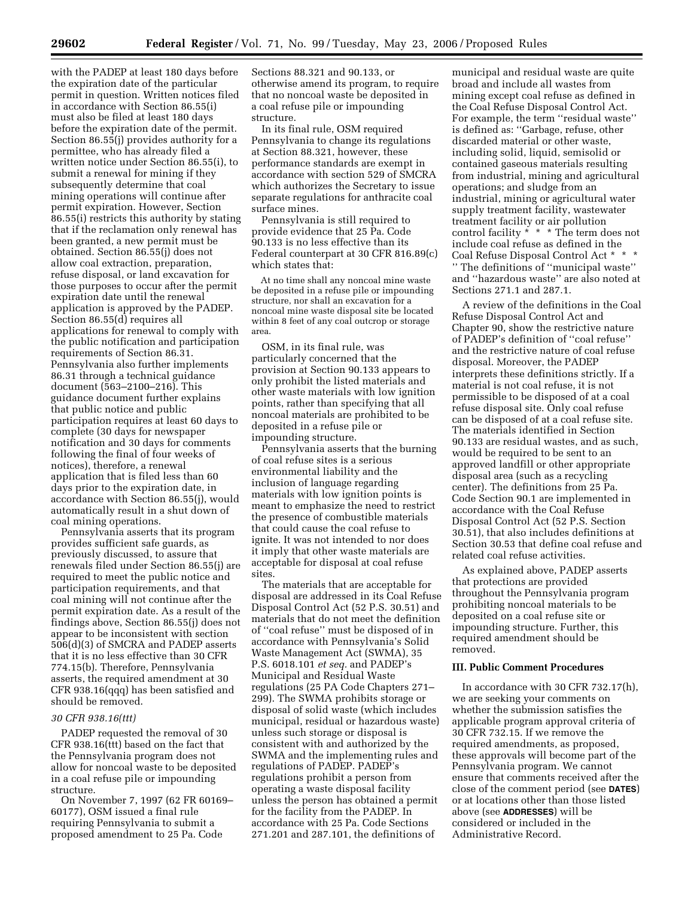with the PADEP at least 180 days before the expiration date of the particular permit in question. Written notices filed in accordance with Section 86.55(i) must also be filed at least 180 days before the expiration date of the permit. Section 86.55(j) provides authority for a permittee, who has already filed a written notice under Section 86.55(i), to submit a renewal for mining if they subsequently determine that coal mining operations will continue after permit expiration. However, Section 86.55(i) restricts this authority by stating that if the reclamation only renewal has been granted, a new permit must be obtained. Section 86.55(j) does not allow coal extraction, preparation, refuse disposal, or land excavation for those purposes to occur after the permit expiration date until the renewal application is approved by the PADEP. Section 86.55(d) requires all applications for renewal to comply with the public notification and participation requirements of Section 86.31. Pennsylvania also further implements 86.31 through a technical guidance document (563–2100–216). This guidance document further explains that public notice and public participation requires at least 60 days to complete (30 days for newspaper notification and 30 days for comments following the final of four weeks of notices), therefore, a renewal application that is filed less than 60 days prior to the expiration date, in accordance with Section 86.55(j), would automatically result in a shut down of coal mining operations.

Pennsylvania asserts that its program provides sufficient safe guards, as previously discussed, to assure that renewals filed under Section 86.55(j) are required to meet the public notice and participation requirements, and that coal mining will not continue after the permit expiration date. As a result of the findings above, Section 86.55(j) does not appear to be inconsistent with section 506(d)(3) of SMCRA and PADEP asserts that it is no less effective than 30 CFR 774.15(b). Therefore, Pennsylvania asserts, the required amendment at 30 CFR 938.16(qqq) has been satisfied and should be removed.

*30 CFR 938.16(ttt)*

PADEP requested the removal of 30 CFR 938.16(ttt) based on the fact that the Pennsylvania program does not allow for noncoal waste to be deposited in a coal refuse pile or impounding structure.

On November 7, 1997 (62 FR 60169–60177), OSM issued a final rule requiring Pennsylvania to submit a proposed amendment to 25 Pa. Code Sections 88.321 and 90.133, or otherwise amend its program, to require that no noncoal waste be deposited in a coal refuse pile or impounding structure.

In its final rule, OSM required Pennsylvania to change its regulations at Section 88.321, however, these performance standards are exempt in accordance with section 529 of SMCRA which authorizes the Secretary to issue separate regulations for anthracite coal surface mines.

Pennsylvania is still required to provide evidence that 25 Pa. Code 90.133 is no less effective than its Federal counterpart at 30 CFR 816.89(c) which states that:

> At no time shall any noncoal mine waste be deposited in a refuse pile or impounding structure, nor shall an excavation for a noncoal mine waste disposal site be located within 8 feet of any coal outcrop or storage area.

OSM, in its final rule, was particularly concerned that the provision at Section 90.133 appears to only prohibit the listed materials and other waste materials with low ignition points, rather than specifying that all noncoal materials are prohibited to be deposited in a refuse pile or impounding structure.

Pennsylvania asserts that the burning of coal refuse sites is a serious environmental liability and the inclusion of language regarding materials with low ignition points is meant to emphasize the need to restrict the presence of combustible materials that could cause the coal refuse to ignite. It was not intended to nor does it imply that other waste materials are acceptable for disposal at coal refuse sites.

The materials that are acceptable for disposal are addressed in its Coal Refuse Disposal Control Act (52 P.S. 30.51) and materials that do not meet the definition of "coal refuse" must be disposed of in accordance with Pennsylvania's Solid Waste Management Act (SWMA), 35 P.S. 6018.101 *et seq.* and PADEP's Municipal and Residual Waste regulations (25 PA Code Chapters 271–299). The SWMA prohibits storage or disposal of solid waste (which includes municipal, residual or hazardous waste) unless such storage or disposal is consistent with and authorized by the SWMA and the implementing rules and regulations of PADEP. PADEP's regulations prohibit a person from operating a waste disposal facility unless the person has obtained a permit for the facility from the PADEP. In accordance with 25 Pa. Code Sections 271.201 and 287.101, the definitions of municipal and residual waste are quite broad and include all wastes from mining except coal refuse as defined in the Coal Refuse Disposal Control Act. For example, the term "residual waste" is defined as: "Garbage, refuse, other discarded material or other waste, including solid, liquid, semisolid or contained gaseous materials resulting from industrial, mining and agricultural operations; and sludge from an industrial, mining or agricultural water supply treatment facility, wastewater treatment facility or air pollution control facility * * * The term does not include coal refuse as defined in the Coal Refuse Disposal Control Act * * * " The definitions of "municipal waste" and "hazardous waste" are also noted at Sections 271.1 and 287.1.

A review of the definitions in the Coal Refuse Disposal Control Act and Chapter 90, show the restrictive nature of PADEP's definition of "coal refuse" and the restrictive nature of coal refuse disposal. Moreover, the PADEP interprets these definitions strictly. If a material is not coal refuse, it is not permissible to be disposed of at a coal refuse disposal site. Only coal refuse can be disposed of at a coal refuse site. The materials identified in Section 90.133 are residual wastes, and as such, would be required to be sent to an approved landfill or other appropriate disposal area (such as a recycling center). The definitions from 25 Pa. Code Section 90.1 are implemented in accordance with the Coal Refuse Disposal Control Act (52 P.S. Section 30.51), that also includes definitions at Section 30.53 that define coal refuse and related coal refuse activities.

As explained above, PADEP asserts that protections are provided throughout the Pennsylvania program prohibiting noncoal materials to be deposited on a coal refuse site or impounding structure. Further, this required amendment should be removed.

## III. Public Comment Procedures

In accordance with 30 CFR 732.17(h), we are seeking your comments on whether the submission satisfies the applicable program approval criteria of 30 CFR 732.15. If we remove the required amendments, as proposed, these approvals will become part of the Pennsylvania program. We cannot ensure that comments received after the close of the comment period (see **DATES**) or at locations other than those listed above (see **ADDRESSES**) will be considered or included in the Administrative Record.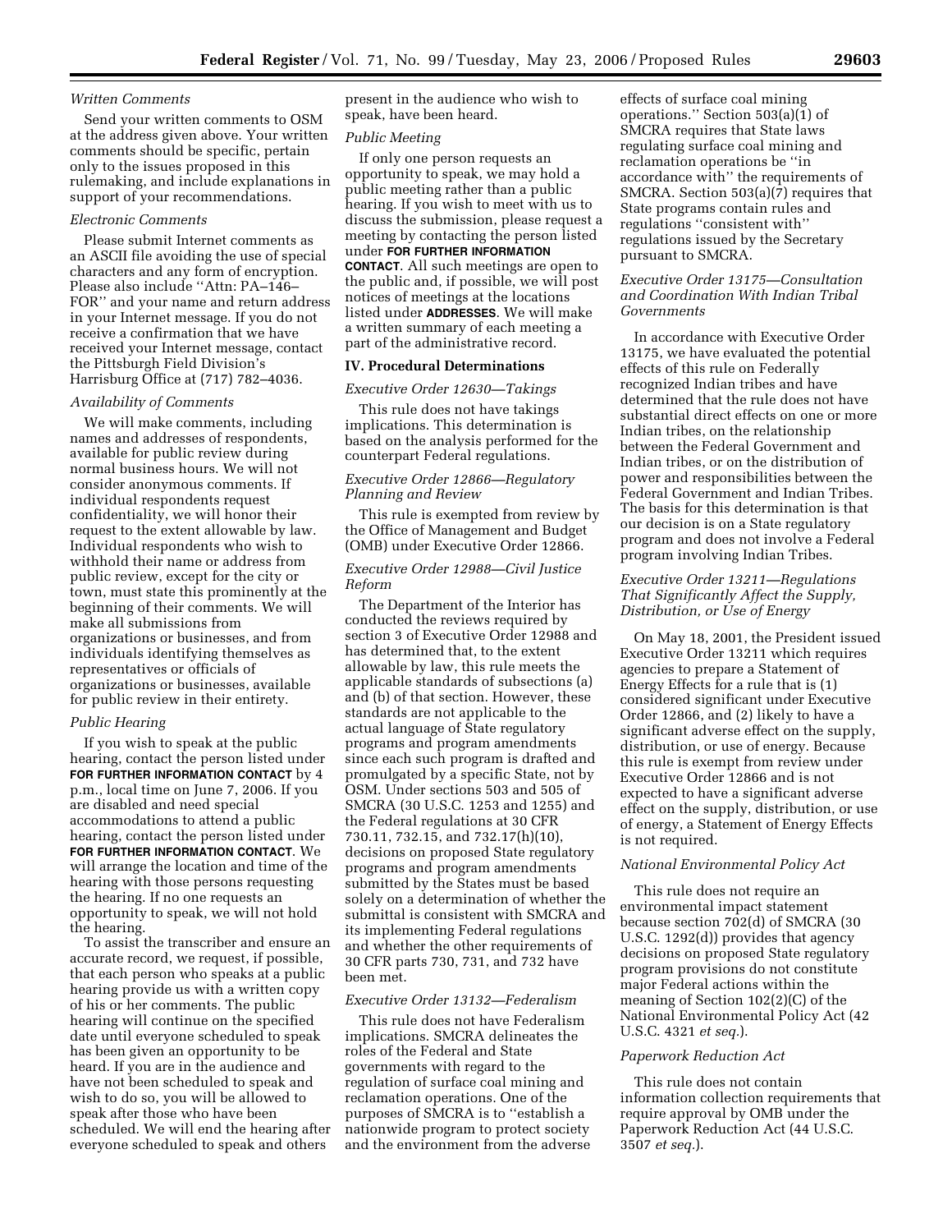*Written Comments*

Send your written comments to OSM at the address given above. Your written comments should be specific, pertain only to the issues proposed in this rulemaking, and include explanations in support of your recommendations.

*Electronic Comments*

Please submit Internet comments as an ASCII file avoiding the use of special characters and any form of encryption. Please also include ''Attn: PA–146–FOR'' and your name and return address in your Internet message. If you do not receive a confirmation that we have received your Internet message, contact the Pittsburgh Field Division's Harrisburg Office at (717) 782–4036.

*Availability of Comments*

We will make comments, including names and addresses of respondents, available for public review during normal business hours. We will not consider anonymous comments. If individual respondents request confidentiality, we will honor their request to the extent allowable by law. Individual respondents who wish to withhold their name or address from public review, except for the city or town, must state this prominently at the beginning of their comments. We will make all submissions from organizations or businesses, and from individuals identifying themselves as representatives or officials of organizations or businesses, available for public review in their entirety.

*Public Hearing*

If you wish to speak at the public hearing, contact the person listed under **FOR FURTHER INFORMATION CONTACT** by 4 p.m., local time on June 7, 2006. If you are disabled and need special accommodations to attend a public hearing, contact the person listed under **FOR FURTHER INFORMATION CONTACT**. We will arrange the location and time of the hearing with those persons requesting the hearing. If no one requests an opportunity to speak, we will not hold the hearing.

To assist the transcriber and ensure an accurate record, we request, if possible, that each person who speaks at a public hearing provide us with a written copy of his or her comments. The public hearing will continue on the specified date until everyone scheduled to speak has been given an opportunity to be heard. If you are in the audience and have not been scheduled to speak and wish to do so, you will be allowed to speak after those who have been scheduled. We will end the hearing after everyone scheduled to speak and others present in the audience who wish to speak, have been heard.

*Public Meeting*

If only one person requests an opportunity to speak, we may hold a public meeting rather than a public hearing. If you wish to meet with us to discuss the submission, please request a meeting by contacting the person listed under **FOR FURTHER INFORMATION CONTACT**. All such meetings are open to the public and, if possible, we will post notices of meetings at the locations listed under **ADDRESSES**. We will make a written summary of each meeting a part of the administrative record.

## IV. Procedural Determinations

*Executive Order 12630—Takings*

This rule does not have takings implications. This determination is based on the analysis performed for the counterpart Federal regulations.

*Executive Order 12866—Regulatory Planning and Review*

This rule is exempted from review by the Office of Management and Budget (OMB) under Executive Order 12866.

*Executive Order 12988—Civil Justice Reform*

The Department of the Interior has conducted the reviews required by section 3 of Executive Order 12988 and has determined that, to the extent allowable by law, this rule meets the applicable standards of subsections (a) and (b) of that section. However, these standards are not applicable to the actual language of State regulatory programs and program amendments since each such program is drafted and promulgated by a specific State, not by OSM. Under sections 503 and 505 of SMCRA (30 U.S.C. 1253 and 1255) and the Federal regulations at 30 CFR 730.11, 732.15, and 732.17(h)(10), decisions on proposed State regulatory programs and program amendments submitted by the States must be based solely on a determination of whether the submittal is consistent with SMCRA and its implementing Federal regulations and whether the other requirements of 30 CFR parts 730, 731, and 732 have been met.

*Executive Order 13132—Federalism*

This rule does not have Federalism implications. SMCRA delineates the roles of the Federal and State governments with regard to the regulation of surface coal mining and reclamation operations. One of the purposes of SMCRA is to ''establish a nationwide program to protect society and the environment from the adverse effects of surface coal mining operations.'' Section 503(a)(1) of SMCRA requires that State laws regulating surface coal mining and reclamation operations be ''in accordance with'' the requirements of SMCRA. Section 503(a)(7) requires that State programs contain rules and regulations ''consistent with'' regulations issued by the Secretary pursuant to SMCRA.

*Executive Order 13175—Consultation and Coordination With Indian Tribal Governments*

In accordance with Executive Order 13175, we have evaluated the potential effects of this rule on Federally recognized Indian tribes and have determined that the rule does not have substantial direct effects on one or more Indian tribes, on the relationship between the Federal Government and Indian tribes, or on the distribution of power and responsibilities between the Federal Government and Indian Tribes. The basis for this determination is that our decision is on a State regulatory program and does not involve a Federal program involving Indian Tribes.

*Executive Order 13211—Regulations That Significantly Affect the Supply, Distribution, or Use of Energy*

On May 18, 2001, the President issued Executive Order 13211 which requires agencies to prepare a Statement of Energy Effects for a rule that is (1) considered significant under Executive Order 12866, and (2) likely to have a significant adverse effect on the supply, distribution, or use of energy. Because this rule is exempt from review under Executive Order 12866 and is not expected to have a significant adverse effect on the supply, distribution, or use of energy, a Statement of Energy Effects is not required.

*National Environmental Policy Act*

This rule does not require an environmental impact statement because section 702(d) of SMCRA (30 U.S.C. 1292(d)) provides that agency decisions on proposed State regulatory program provisions do not constitute major Federal actions within the meaning of Section 102(2)(C) of the National Environmental Policy Act (42 U.S.C. 4321 *et seq.*).

*Paperwork Reduction Act*

This rule does not contain information collection requirements that require approval by OMB under the Paperwork Reduction Act (44 U.S.C. 3507 *et seq.*).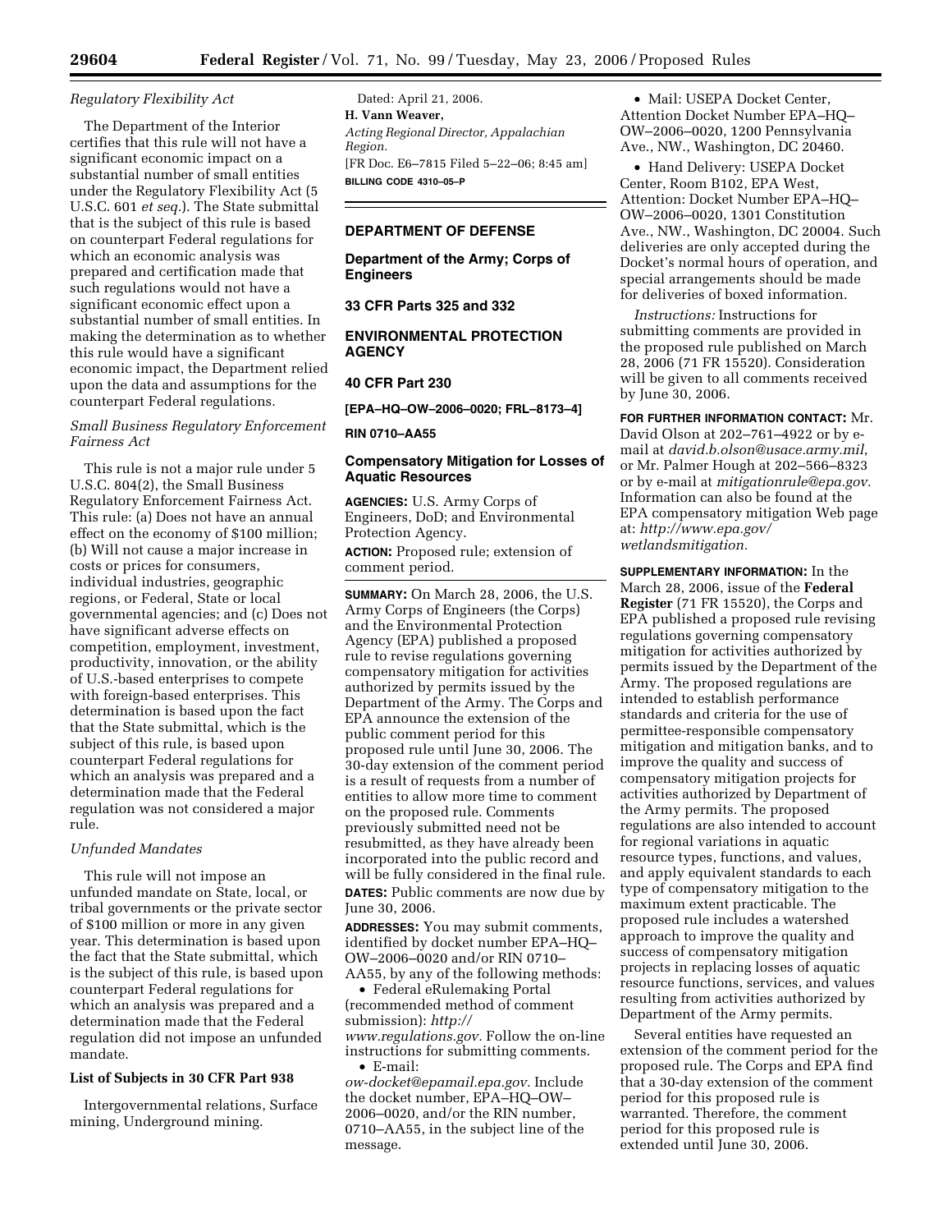*Regulatory Flexibility Act*

The Department of the Interior certifies that this rule will not have a significant economic impact on a substantial number of small entities under the Regulatory Flexibility Act (5 U.S.C. 601 *et seq.*). The State submittal that is the subject of this rule is based on counterpart Federal regulations for which an economic analysis was prepared and certification made that such regulations would not have a significant economic effect upon a substantial number of small entities. In making the determination as to whether this rule would have a significant economic impact, the Department relied upon the data and assumptions for the counterpart Federal regulations.

*Small Business Regulatory Enforcement Fairness Act*

This rule is not a major rule under 5 U.S.C. 804(2), the Small Business Regulatory Enforcement Fairness Act. This rule: (a) Does not have an annual effect on the economy of $100 million; (b) Will not cause a major increase in costs or prices for consumers, individual industries, geographic regions, or Federal, State or local governmental agencies; and (c) Does not have significant adverse effects on competition, employment, investment, productivity, innovation, or the ability of U.S.-based enterprises to compete with foreign-based enterprises. This determination is based upon the fact that the State submittal, which is the subject of this rule, is based upon counterpart Federal regulations for which an analysis was prepared and a determination made that the Federal regulation was not considered a major rule.

*Unfunded Mandates*

This rule will not impose an unfunded mandate on State, local, or tribal governments or the private sector of $100 million or more in any given year. This determination is based upon the fact that the State submittal, which is the subject of this rule, is based upon counterpart Federal regulations for which an analysis was prepared and a determination made that the Federal regulation did not impose an unfunded mandate.

**List of Subjects in 30 CFR Part 938**

Intergovernmental relations, Surface mining, Underground mining.

Dated: April 21, 2006.

**H. Vann Weaver,**

*Acting Regional Director, Appalachian Region.*

[FR Doc. E6–7815 Filed 5–22–06; 8:45 am]

**BILLING CODE 4310–05–P**

---

## DEPARTMENT OF DEFENSE

### Department of the Army; Corps of Engineers

### 33 CFR Parts 325 and 332

## ENVIRONMENTAL PROTECTION AGENCY

### 40 CFR Part 230

**[EPA–HQ–OW–2006–0020; FRL–8173–4]**

**RIN 0710–AA55**

### Compensatory Mitigation for Losses of Aquatic Resources

**AGENCIES:** U.S. Army Corps of Engineers, DoD; and Environmental Protection Agency.

**ACTION:** Proposed rule; extension of comment period.

**SUMMARY:** On March 28, 2006, the U.S. Army Corps of Engineers (the Corps) and the Environmental Protection Agency (EPA) published a proposed rule to revise regulations governing compensatory mitigation for activities authorized by permits issued by the Department of the Army. The Corps and EPA announce the extension of the public comment period for this proposed rule until June 30, 2006. The 30-day extension of the comment period is a result of requests from a number of entities to allow more time to comment on the proposed rule. Comments previously submitted need not be resubmitted, as they have already been incorporated into the public record and will be fully considered in the final rule.

**DATES:** Public comments are now due by June 30, 2006.

**ADDRESSES:** You may submit comments, identified by docket number EPA–HQ–OW–2006–0020 and/or RIN 0710–AA55, by any of the following methods:

- Federal eRulemaking Portal (recommended method of comment submission): *http://www.regulations.gov.* Follow the on-line instructions for submitting comments.
- E-mail: *ow-docket@epamail.epa.gov.* Include the docket number, EPA–HQ–OW–2006–0020, and/or the RIN number, 0710–AA55, in the subject line of the message.
- Mail: USEPA Docket Center, Attention Docket Number EPA–HQ–OW–2006–0020, 1200 Pennsylvania Ave., NW., Washington, DC 20460.
- Hand Delivery: USEPA Docket Center, Room B102, EPA West, Attention: Docket Number EPA–HQ–OW–2006–0020, 1301 Constitution Ave., NW., Washington, DC 20004. Such deliveries are only accepted during the Docket's normal hours of operation, and special arrangements should be made for deliveries of boxed information.

*Instructions:* Instructions for submitting comments are provided in the proposed rule published on March 28, 2006 (71 FR 15520). Consideration will be given to all comments received by June 30, 2006.

**FOR FURTHER INFORMATION CONTACT:** Mr. David Olson at 202–761–4922 or by e-mail at *david.b.olson@usace.army.mil*, or Mr. Palmer Hough at 202–566–8323 or by e-mail at *mitigationrule@epa.gov.* Information can also be found at the EPA compensatory mitigation Web page at: *http://www.epa.gov/wetlandsmitigation.*

**SUPPLEMENTARY INFORMATION:** In the March 28, 2006, issue of the **Federal Register** (71 FR 15520), the Corps and EPA published a proposed rule revising regulations governing compensatory mitigation for activities authorized by permits issued by the Department of the Army. The proposed regulations are intended to establish performance standards and criteria for the use of permittee-responsible compensatory mitigation and mitigation banks, and to improve the quality and success of compensatory mitigation projects for activities authorized by Department of the Army permits. The proposed regulations are also intended to account for regional variations in aquatic resource types, functions, and values, and apply equivalent standards to each type of compensatory mitigation to the maximum extent practicable. The proposed rule includes a watershed approach to improve the quality and success of compensatory mitigation projects in replacing losses of aquatic resource functions, services, and values resulting from activities authorized by Department of the Army permits.

Several entities have requested an extension of the comment period for the proposed rule. The Corps and EPA find that a 30-day extension of the comment period for this proposed rule is warranted. Therefore, the comment period for this proposed rule is extended until June 30, 2006.